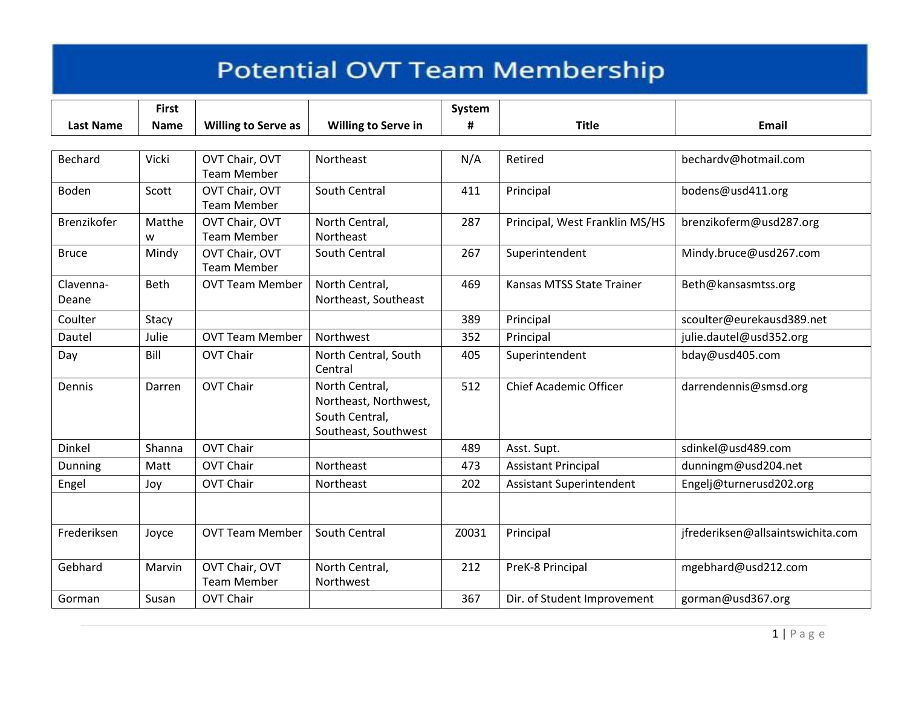# Potential OVT Team Membership

| Last Name | First Name | Willing to Serve as | Willing to Serve in | System # | Title | Email |
|---|---|---|---|---|---|---|
| Bechard | Vicki | OVT Chair, OVT Team Member | Northeast | N/A | Retired | bechardv@hotmail.com |
| Boden | Scott | OVT Chair, OVT Team Member | South Central | 411 | Principal | bodens@usd411.org |
| Brenzikofer | Matthew | OVT Chair, OVT Team Member | North Central, Northeast | 287 | Principal, West Franklin MS/HS | brenzikoferm@usd287.org |
| Bruce | Mindy | OVT Chair, OVT Team Member | South Central | 267 | Superintendent | Mindy.bruce@usd267.com |
| Clavenna-Deane | Beth | OVT Team Member | North Central, Northeast, Southeast | 469 | Kansas MTSS State Trainer | Beth@kansasmtss.org |
| Coulter | Stacy | | | 389 | Principal | scoulter@eurekausd389.net |
| Dautel | Julie | OVT Team Member | Northwest | 352 | Principal | julie.dautel@usd352.org |
| Day | Bill | OVT Chair | North Central, South Central | 405 | Superintendent | bday@usd405.com |
| Dennis | Darren | OVT Chair | North Central, Northeast, Northwest, South Central, Southeast, Southwest | 512 | Chief Academic Officer | darrendennis@smsd.org |
| Dinkel | Shanna | OVT Chair | | 489 | Asst. Supt. | sdinkel@usd489.com |
| Dunning | Matt | OVT Chair | Northeast | 473 | Assistant Principal | dunningm@usd204.net |
| Engel | Joy | OVT Chair | Northeast | 202 | Assistant Superintendent | Engelj@turnerusd202.org |
| | | | | | | |
| Frederiksen | Joyce | OVT Team Member | South Central | Z0031 | Principal | jfrederiksen@allsaintswichita.com |
| Gebhard | Marvin | OVT Chair, OVT Team Member | North Central, Northwest | 212 | PreK-8 Principal | mgebhard@usd212.com |
| Gorman | Susan | OVT Chair | | 367 | Dir. of Student Improvement | gorman@usd367.org |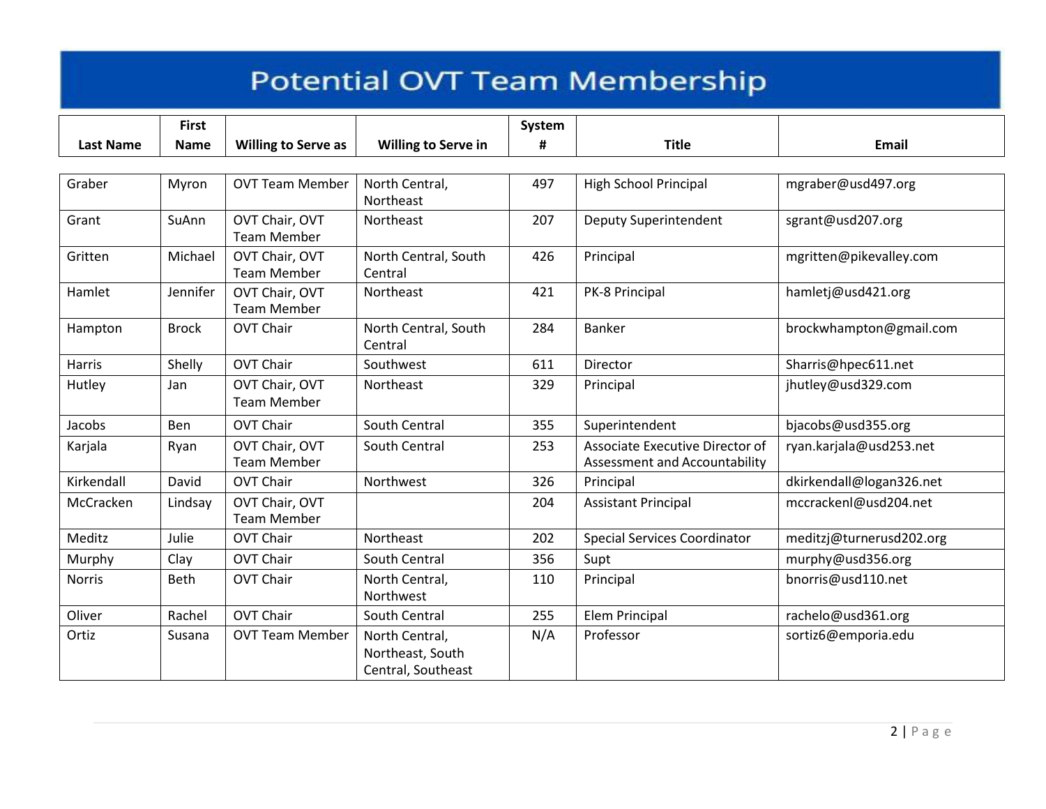# Potential OVT Team Membership

| Last Name | First Name | Willing to Serve as | Willing to Serve in | System # | Title | Email |
|---|---|---|---|---|---|---|
| Graber | Myron | OVT Team Member | North Central, Northeast | 497 | High School Principal | mgraber@usd497.org |
| Grant | SuAnn | OVT Chair, OVT Team Member | Northeast | 207 | Deputy Superintendent | sgrant@usd207.org |
| Gritten | Michael | OVT Chair, OVT Team Member | North Central, South Central | 426 | Principal | mgritten@pikevalley.com |
| Hamlet | Jennifer | OVT Chair, OVT Team Member | Northeast | 421 | PK-8 Principal | hamletj@usd421.org |
| Hampton | Brock | OVT Chair | North Central, South Central | 284 | Banker | brockwhampton@gmail.com |
| Harris | Shelly | OVT Chair | Southwest | 611 | Director | Sharris@hpec611.net |
| Hutley | Jan | OVT Chair, OVT Team Member | Northeast | 329 | Principal | jhutley@usd329.com |
| Jacobs | Ben | OVT Chair | South Central | 355 | Superintendent | bjacobs@usd355.org |
| Karjala | Ryan | OVT Chair, OVT Team Member | South Central | 253 | Associate Executive Director of Assessment and Accountability | ryan.karjala@usd253.net |
| Kirkendall | David | OVT Chair | Northwest | 326 | Principal | dkirkendall@logan326.net |
| McCracken | Lindsay | OVT Chair, OVT Team Member | | 204 | Assistant Principal | mccrackenl@usd204.net |
| Meditz | Julie | OVT Chair | Northeast | 202 | Special Services Coordinator | meditzj@turnerusd202.org |
| Murphy | Clay | OVT Chair | South Central | 356 | Supt | murphy@usd356.org |
| Norris | Beth | OVT Chair | North Central, Northwest | 110 | Principal | bnorris@usd110.net |
| Oliver | Rachel | OVT Chair | South Central | 255 | Elem Principal | rachelo@usd361.org |
| Ortiz | Susana | OVT Team Member | North Central, Northeast, South Central, Southeast | N/A | Professor | sortiz6@emporia.edu |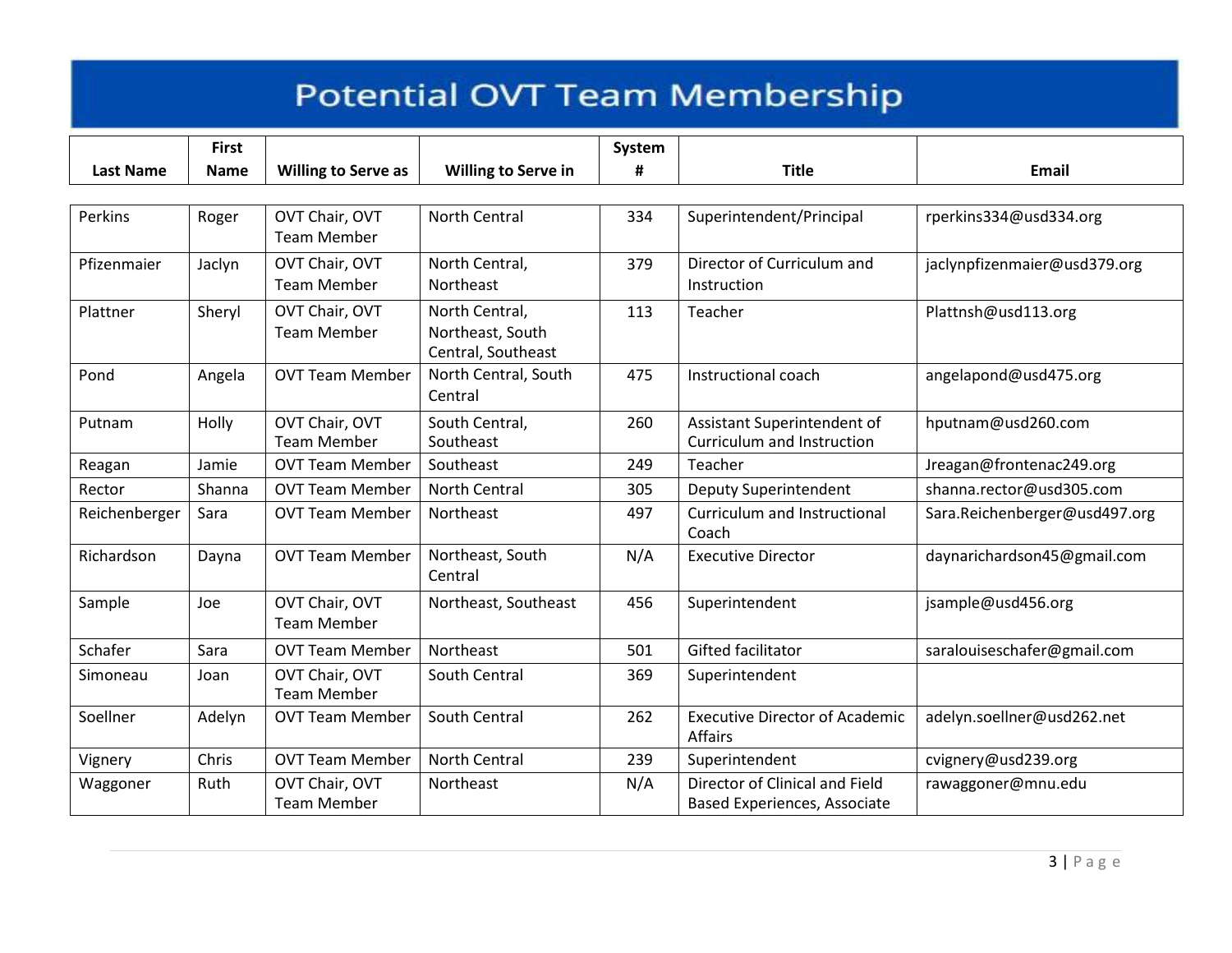# Potential OVT Team Membership

| Last Name | First Name | Willing to Serve as | Willing to Serve in | System # | Title | Email |
|---|---|---|---|---|---|---|
| Perkins | Roger | OVT Chair, OVT Team Member | North Central | 334 | Superintendent/Principal | rperkins334@usd334.org |
| Pfizenmaier | Jaclyn | OVT Chair, OVT Team Member | North Central, Northeast | 379 | Director of Curriculum and Instruction | jaclynpfizenmaier@usd379.org |
| Plattner | Sheryl | OVT Chair, OVT Team Member | North Central, Northeast, South Central, Southeast | 113 | Teacher | Plattnsh@usd113.org |
| Pond | Angela | OVT Team Member | North Central, South Central | 475 | Instructional coach | angelapond@usd475.org |
| Putnam | Holly | OVT Chair, OVT Team Member | South Central, Southeast | 260 | Assistant Superintendent of Curriculum and Instruction | hputnam@usd260.com |
| Reagan | Jamie | OVT Team Member | Southeast | 249 | Teacher | Jreagan@frontenac249.org |
| Rector | Shanna | OVT Team Member | North Central | 305 | Deputy Superintendent | shanna.rector@usd305.com |
| Reichenberger | Sara | OVT Team Member | Northeast | 497 | Curriculum and Instructional Coach | Sara.Reichenberger@usd497.org |
| Richardson | Dayna | OVT Team Member | Northeast, South Central | N/A | Executive Director | daynarichardson45@gmail.com |
| Sample | Joe | OVT Chair, OVT Team Member | Northeast, Southeast | 456 | Superintendent | jsample@usd456.org |
| Schafer | Sara | OVT Team Member | Northeast | 501 | Gifted facilitator | saralouiseschafer@gmail.com |
| Simoneau | Joan | OVT Chair, OVT Team Member | South Central | 369 | Superintendent | |
| Soellner | Adelyn | OVT Team Member | South Central | 262 | Executive Director of Academic Affairs | adelyn.soellner@usd262.net |
| Vignery | Chris | OVT Team Member | North Central | 239 | Superintendent | cvignery@usd239.org |
| Waggoner | Ruth | OVT Chair, OVT Team Member | Northeast | N/A | Director of Clinical and Field Based Experiences, Associate | rawaggoner@mnu.edu |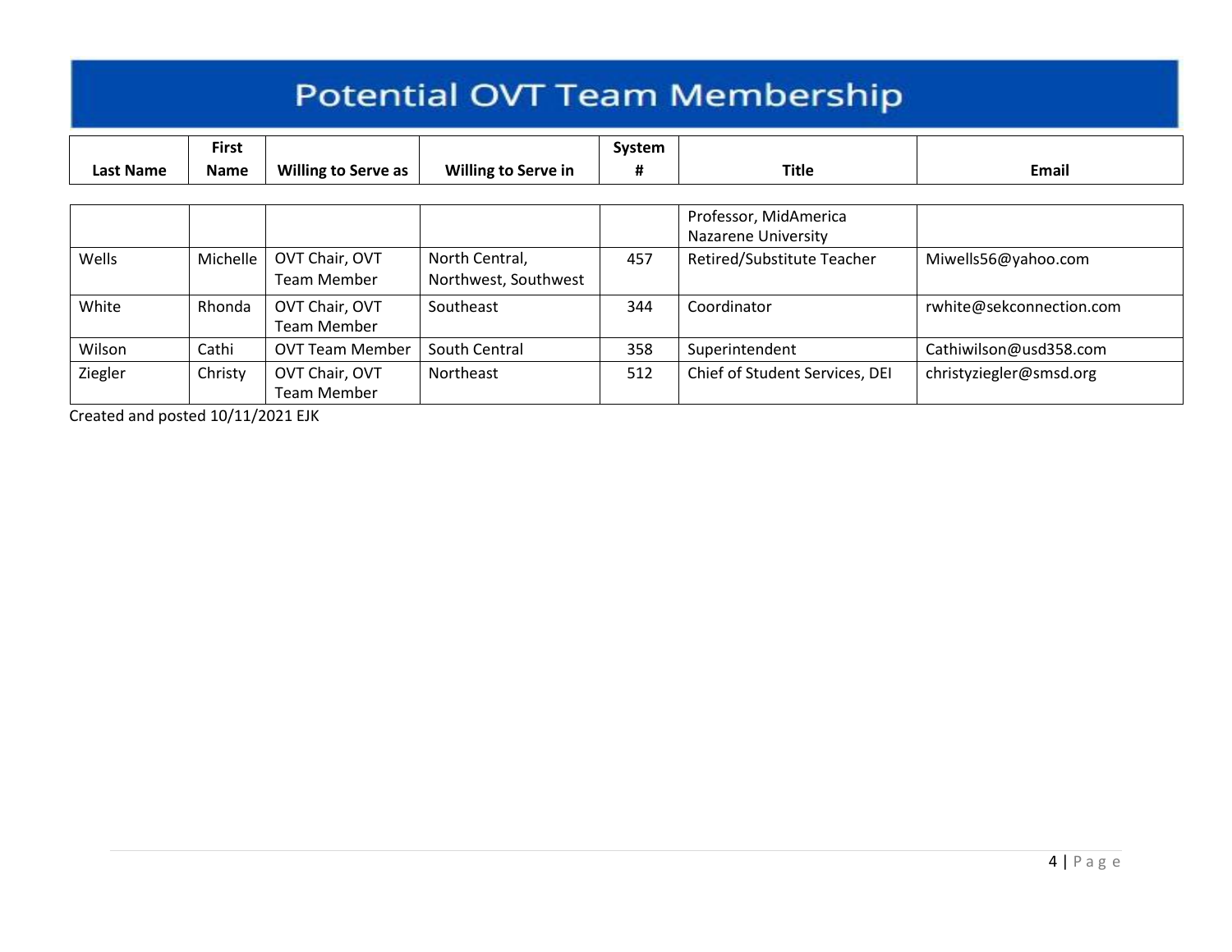# Potential OVT Team Membership

| Last Name | First Name | Willing to Serve as | Willing to Serve in | System # | Title | Email |
|---|---|---|---|---|---|---|
| | | | | | Professor, MidAmerica Nazarene University | |
| Wells | Michelle | OVT Chair, OVT Team Member | North Central, Northwest, Southwest | 457 | Retired/Substitute Teacher | Miwells56@yahoo.com |
| White | Rhonda | OVT Chair, OVT Team Member | Southeast | 344 | Coordinator | rwhite@sekconnection.com |
| Wilson | Cathi | OVT Team Member | South Central | 358 | Superintendent | Cathiwilson@usd358.com |
| Ziegler | Christy | OVT Chair, OVT Team Member | Northeast | 512 | Chief of Student Services, DEI | christyziegler@smsd.org |

Created and posted 10/11/2021 EJK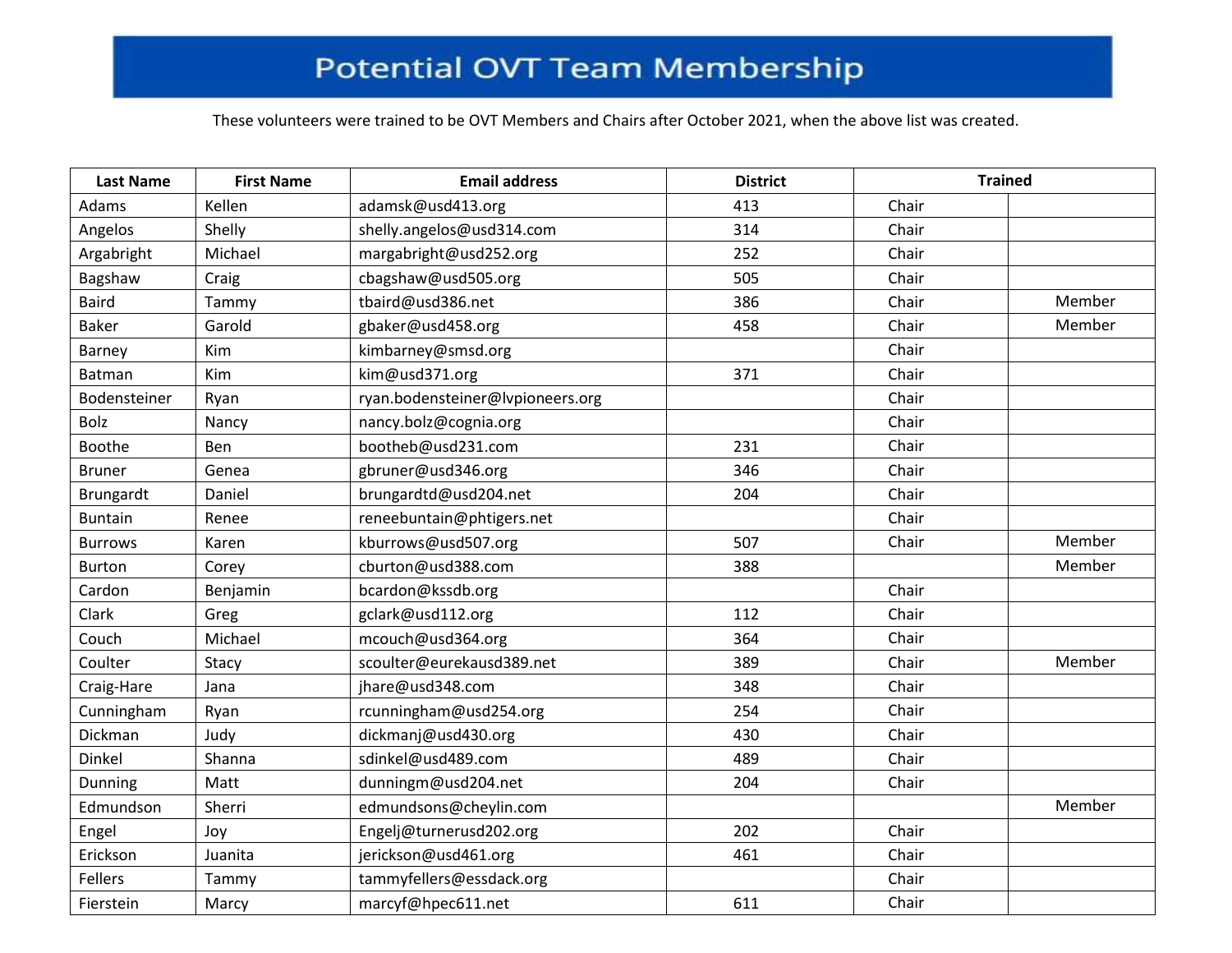# Potential OVT Team Membership

These volunteers were trained to be OVT Members and Chairs after October 2021, when the above list was created.

| Last Name | First Name | Email address | District | Trained | |
|---|---|---|---|---|---|
| Adams | Kellen | adamsk@usd413.org | 413 | Chair | |
| Angelos | Shelly | shelly.angelos@usd314.com | 314 | Chair | |
| Argabright | Michael | margabright@usd252.org | 252 | Chair | |
| Bagshaw | Craig | cbagshaw@usd505.org | 505 | Chair | |
| Baird | Tammy | tbaird@usd386.net | 386 | Chair | Member |
| Baker | Garold | gbaker@usd458.org | 458 | Chair | Member |
| Barney | Kim | kimbarney@smsd.org | | Chair | |
| Batman | Kim | kim@usd371.org | 371 | Chair | |
| Bodensteiner | Ryan | ryan.bodensteiner@lvpioneers.org | | Chair | |
| Bolz | Nancy | nancy.bolz@cognia.org | | Chair | |
| Boothe | Ben | bootheb@usd231.com | 231 | Chair | |
| Bruner | Genea | gbruner@usd346.org | 346 | Chair | |
| Brungardt | Daniel | brungardtd@usd204.net | 204 | Chair | |
| Buntain | Renee | reneebuntain@phtigers.net | | Chair | |
| Burrows | Karen | kburrows@usd507.org | 507 | Chair | Member |
| Burton | Corey | cburton@usd388.com | 388 | | Member |
| Cardon | Benjamin | bcardon@kssdb.org | | Chair | |
| Clark | Greg | gclark@usd112.org | 112 | Chair | |
| Couch | Michael | mcouch@usd364.org | 364 | Chair | |
| Coulter | Stacy | scoulter@eurekausd389.net | 389 | Chair | Member |
| Craig-Hare | Jana | jhare@usd348.com | 348 | Chair | |
| Cunningham | Ryan | rcunningham@usd254.org | 254 | Chair | |
| Dickman | Judy | dickmanj@usd430.org | 430 | Chair | |
| Dinkel | Shanna | sdinkel@usd489.com | 489 | Chair | |
| Dunning | Matt | dunningm@usd204.net | 204 | Chair | |
| Edmundson | Sherri | edmundsons@cheylin.com | | | Member |
| Engel | Joy | Engelj@turnerusd202.org | 202 | Chair | |
| Erickson | Juanita | jerickson@usd461.org | 461 | Chair | |
| Fellers | Tammy | tammyfellers@essdack.org | | Chair | |
| Fierstein | Marcy | marcyf@hpec611.net | 611 | Chair | |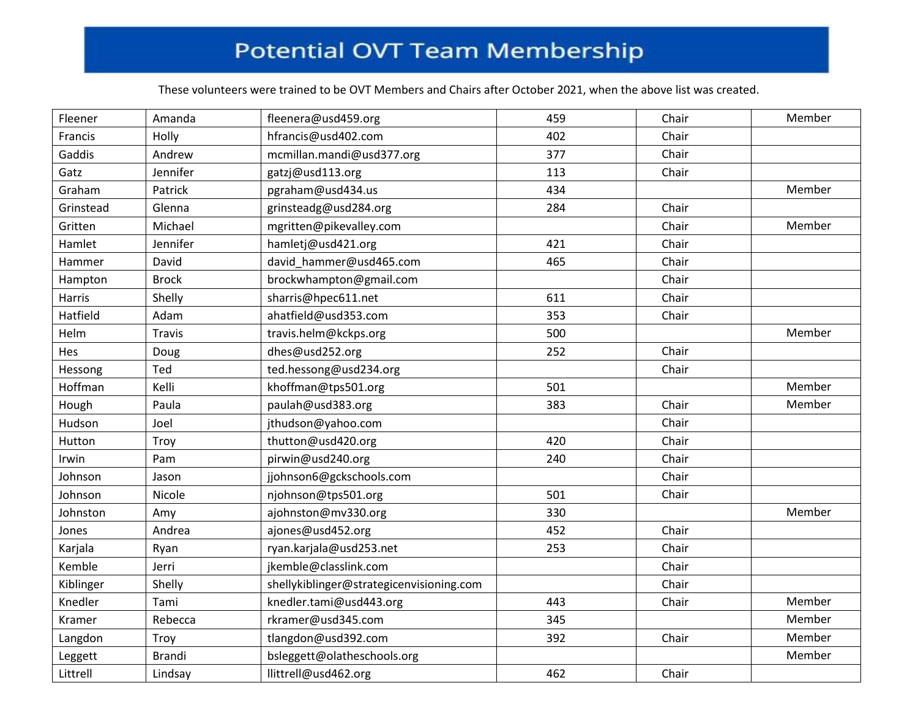# Potential OVT Team Membership

These volunteers were trained to be OVT Members and Chairs after October 2021, when the above list was created.

| | | | | | |
|---|---|---|---|---|---|
| Fleener | Amanda | fleenera@usd459.org | 459 | Chair | Member |
| Francis | Holly | hfrancis@usd402.com | 402 | Chair | |
| Gaddis | Andrew | mcmillan.mandi@usd377.org | 377 | Chair | |
| Gatz | Jennifer | gatzj@usd113.org | 113 | Chair | |
| Graham | Patrick | pgraham@usd434.us | 434 | | Member |
| Grinstead | Glenna | grinsteadg@usd284.org | 284 | Chair | |
| Gritten | Michael | mgritten@pikevalley.com | | Chair | Member |
| Hamlet | Jennifer | hamletj@usd421.org | 421 | Chair | |
| Hammer | David | david_hammer@usd465.com | 465 | Chair | |
| Hampton | Brock | brockwhampton@gmail.com | | Chair | |
| Harris | Shelly | sharris@hpec611.net | 611 | Chair | |
| Hatfield | Adam | ahatfield@usd353.com | 353 | Chair | |
| Helm | Travis | travis.helm@kckps.org | 500 | | Member |
| Hes | Doug | dhes@usd252.org | 252 | Chair | |
| Hessong | Ted | ted.hessong@usd234.org | | Chair | |
| Hoffman | Kelli | khoffman@tps501.org | 501 | | Member |
| Hough | Paula | paulah@usd383.org | 383 | Chair | Member |
| Hudson | Joel | jthudson@yahoo.com | | Chair | |
| Hutton | Troy | thutton@usd420.org | 420 | Chair | |
| Irwin | Pam | pirwin@usd240.org | 240 | Chair | |
| Johnson | Jason | jjohnson6@gckschools.com | | Chair | |
| Johnson | Nicole | njohnson@tps501.org | 501 | Chair | |
| Johnston | Amy | ajohnston@mv330.org | 330 | | Member |
| Jones | Andrea | ajones@usd452.org | 452 | Chair | |
| Karjala | Ryan | ryan.karjala@usd253.net | 253 | Chair | |
| Kemble | Jerri | jkemble@classlink.com | | Chair | |
| Kiblinger | Shelly | shellykiblinger@strategicenvisioning.com | | Chair | |
| Knedler | Tami | knedler.tami@usd443.org | 443 | Chair | Member |
| Kramer | Rebecca | rkramer@usd345.com | 345 | | Member |
| Langdon | Troy | tlangdon@usd392.com | 392 | Chair | Member |
| Leggett | Brandi | bsleggett@olatheschools.org | | | Member |
| Littrell | Lindsay | llittrell@usd462.org | 462 | Chair | |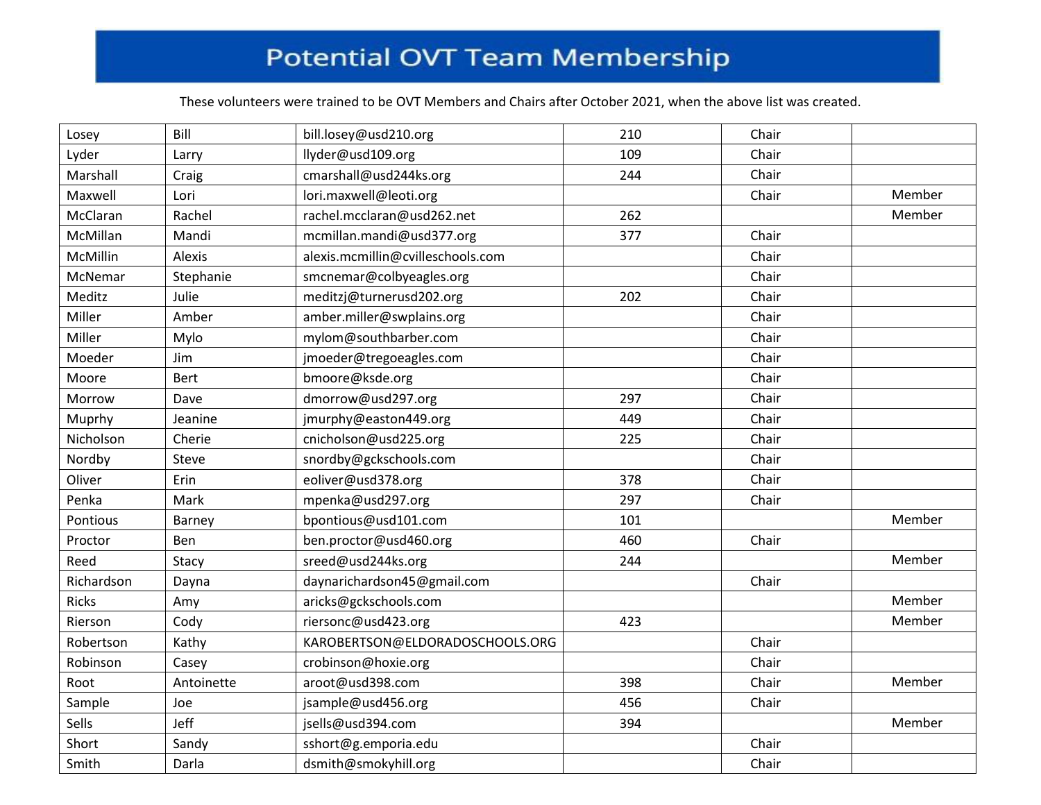# Potential OVT Team Membership

These volunteers were trained to be OVT Members and Chairs after October 2021, when the above list was created.

| | | | | | |
|---|---|---|---|---|---|
| Losey | Bill | bill.losey@usd210.org | 210 | Chair | |
| Lyder | Larry | llyder@usd109.org | 109 | Chair | |
| Marshall | Craig | cmarshall@usd244ks.org | 244 | Chair | |
| Maxwell | Lori | lori.maxwell@leoti.org | | Chair | Member |
| McClaran | Rachel | rachel.mcclaran@usd262.net | 262 | | Member |
| McMillan | Mandi | mcmillan.mandi@usd377.org | 377 | Chair | |
| McMillin | Alexis | alexis.mcmillin@cvilleschools.com | | Chair | |
| McNemar | Stephanie | smcnemar@colbyeagles.org | | Chair | |
| Meditz | Julie | meditzj@turnerusd202.org | 202 | Chair | |
| Miller | Amber | amber.miller@swplains.org | | Chair | |
| Miller | Mylo | mylom@southbarber.com | | Chair | |
| Moeder | Jim | jmoeder@tregoeagles.com | | Chair | |
| Moore | Bert | bmoore@ksde.org | | Chair | |
| Morrow | Dave | dmorrow@usd297.org | 297 | Chair | |
| Muprhy | Jeanine | jmurphy@easton449.org | 449 | Chair | |
| Nicholson | Cherie | cnicholson@usd225.org | 225 | Chair | |
| Nordby | Steve | snordby@gckschools.com | | Chair | |
| Oliver | Erin | eoliver@usd378.org | 378 | Chair | |
| Penka | Mark | mpenka@usd297.org | 297 | Chair | |
| Pontious | Barney | bpontious@usd101.com | 101 | | Member |
| Proctor | Ben | ben.proctor@usd460.org | 460 | Chair | |
| Reed | Stacy | sreed@usd244ks.org | 244 | | Member |
| Richardson | Dayna | daynarichardson45@gmail.com | | Chair | |
| Ricks | Amy | aricks@gckschools.com | | | Member |
| Rierson | Cody | riersonc@usd423.org | 423 | | Member |
| Robertson | Kathy | KAROBERTSON@ELDORADOSCHOOLS.ORG | | Chair | |
| Robinson | Casey | crobinson@hoxie.org | | Chair | |
| Root | Antoinette | aroot@usd398.com | 398 | Chair | Member |
| Sample | Joe | jsample@usd456.org | 456 | Chair | |
| Sells | Jeff | jsells@usd394.com | 394 | | Member |
| Short | Sandy | sshort@g.emporia.edu | | Chair | |
| Smith | Darla | dsmith@smokyhill.org | | Chair | |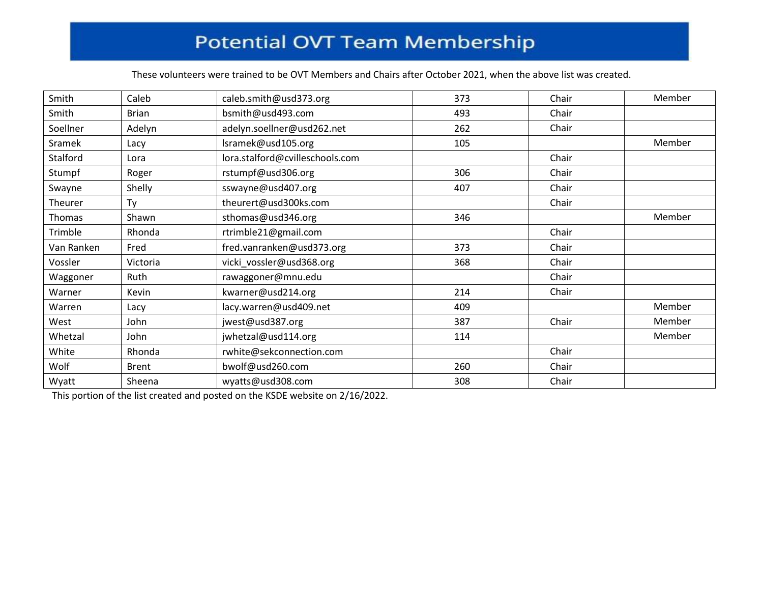# Potential OVT Team Membership

These volunteers were trained to be OVT Members and Chairs after October 2021, when the above list was created.

| | | | | | |
|---|---|---|---|---|---|
| Smith | Caleb | caleb.smith@usd373.org | 373 | Chair | Member |
| Smith | Brian | bsmith@usd493.com | 493 | Chair | |
| Soellner | Adelyn | adelyn.soellner@usd262.net | 262 | Chair | |
| Sramek | Lacy | lsramek@usd105.org | 105 | | Member |
| Stalford | Lora | lora.stalford@cvilleschools.com | | Chair | |
| Stumpf | Roger | rstumpf@usd306.org | 306 | Chair | |
| Swayne | Shelly | sswayne@usd407.org | 407 | Chair | |
| Theurer | Ty | theurert@usd300ks.com | | Chair | |
| Thomas | Shawn | sthomas@usd346.org | 346 | | Member |
| Trimble | Rhonda | rtrimble21@gmail.com | | Chair | |
| Van Ranken | Fred | fred.vanranken@usd373.org | 373 | Chair | |
| Vossler | Victoria | vicki_vossler@usd368.org | 368 | Chair | |
| Waggoner | Ruth | rawaggoner@mnu.edu | | Chair | |
| Warner | Kevin | kwarner@usd214.org | 214 | Chair | |
| Warren | Lacy | lacy.warren@usd409.net | 409 | | Member |
| West | John | jwest@usd387.org | 387 | Chair | Member |
| Whetzal | John | jwhetzal@usd114.org | 114 | | Member |
| White | Rhonda | rwhite@sekconnection.com | | Chair | |
| Wolf | Brent | bwolf@usd260.com | 260 | Chair | |
| Wyatt | Sheena | wyatts@usd308.com | 308 | Chair | |

This portion of the list created and posted on the KSDE website on 2/16/2022.